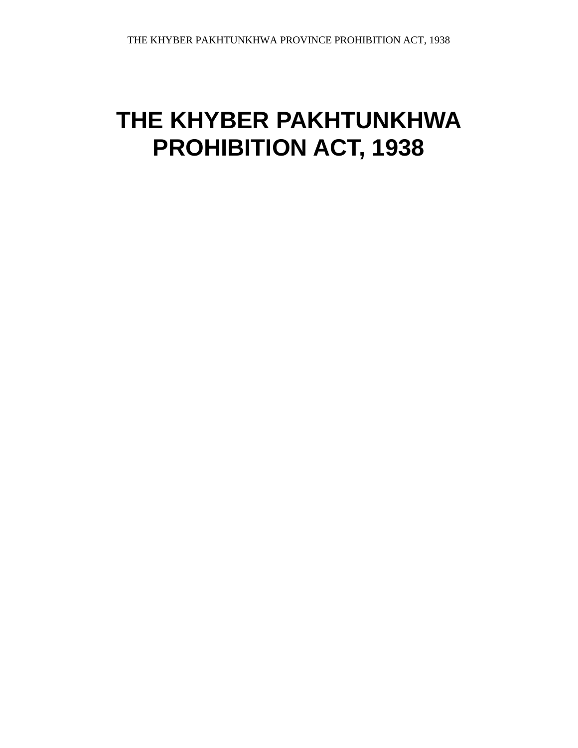# THE KHYBER PAKHTUNKHWA PROHIBITION ACT, 1938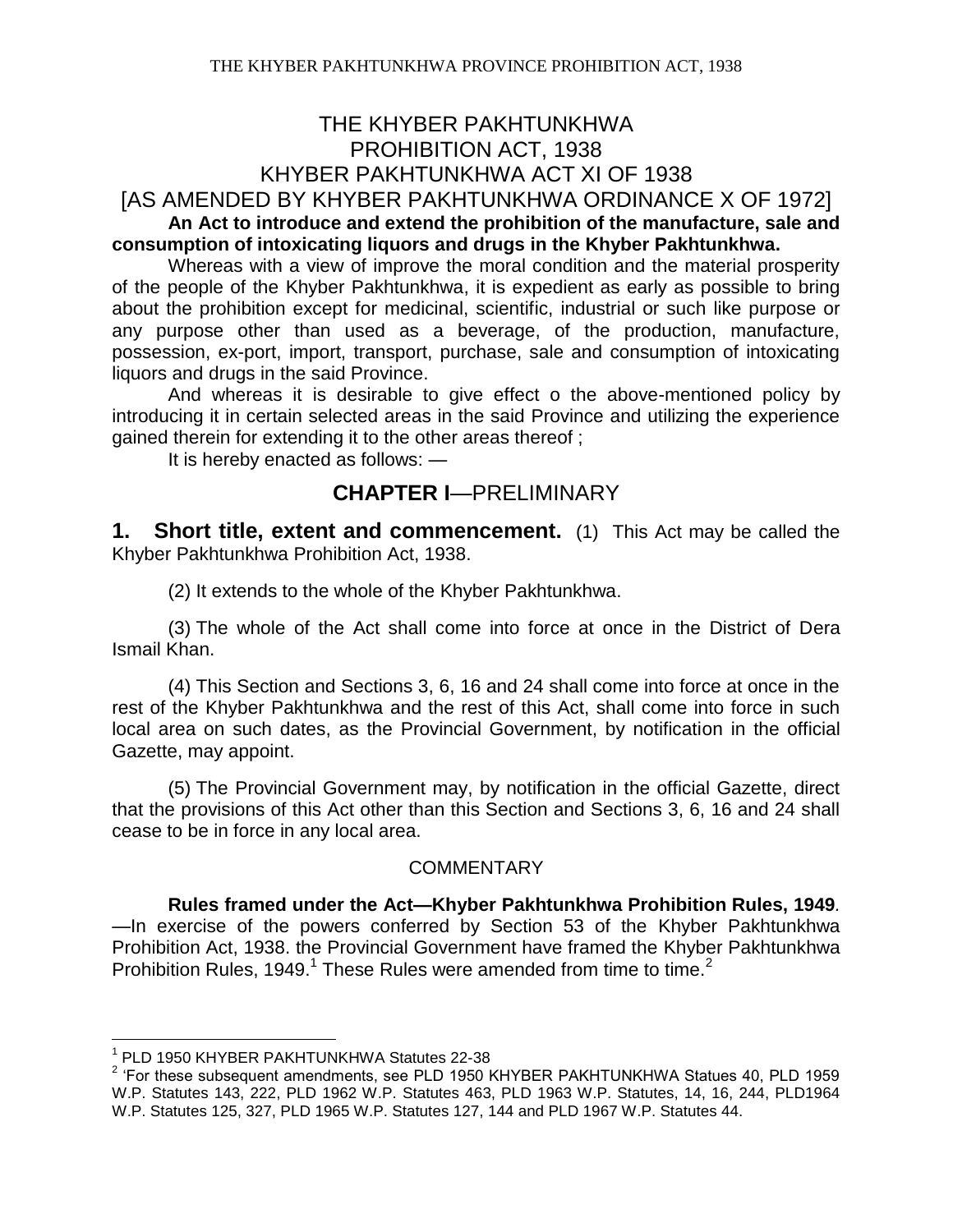# THE KHYBER PAKHTUNKHWA PROHIBITION ACT, 1938

## KHYBER PAKHTUNKHWA ACT XI OF 1938

## [AS AMENDED BY KHYBER PAKHTUNKHWA ORDINANCE X OF 1972]

**An Act to introduce and extend the prohibition of the manufacture, sale and consumption of intoxicating liquors and drugs in the Khyber Pakhtunkhwa.**

Whereas with a view of improve the moral condition and the material prosperity of the people of the Khyber Pakhtunkhwa, it is expedient as early as possible to bring about the prohibition except for medicinal, scientific, industrial or such like purpose or any purpose other than used as a beverage, of the production, manufacture, possession, ex-port, import, transport, purchase, sale and consumption of intoxicating liquors and drugs in the said Province.

And whereas it is desirable to give effect o the above-mentioned policy by introducing it in certain selected areas in the said Province and utilizing the experience gained therein for extending it to the other areas thereof ;

It is hereby enacted as follows: —

## CHAPTER I—PRELIMINARY

**1. Short title, extent and commencement.** (1) This Act may be called the Khyber Pakhtunkhwa Prohibition Act, 1938.

(2) It extends to the whole of the Khyber Pakhtunkhwa.

(3) The whole of the Act shall come into force at once in the District of Dera Ismail Khan.

(4) This Section and Sections 3, 6, 16 and 24 shall come into force at once in the rest of the Khyber Pakhtunkhwa and the rest of this Act, shall come into force in such local area on such dates, as the Provincial Government, by notification in the official Gazette, may appoint.

(5) The Provincial Government may, by notification in the official Gazette, direct that the provisions of this Act other than this Section and Sections 3, 6, 16 and 24 shall cease to be in force in any local area.

COMMENTARY

**Rules framed under the Act—Khyber Pakhtunkhwa Prohibition Rules, 1949**. —In exercise of the powers conferred by Section 53 of the Khyber Pakhtunkhwa Prohibition Act, 1938. the Provincial Government have framed the Khyber Pakhtunkhwa Prohibition Rules, 1949.[1] These Rules were amended from time to time.[2]

---

[1] PLD 1950 KHYBER PAKHTUNKHWA Statutes 22-38

[2] 'For these subsequent amendments, see PLD 1950 KHYBER PAKHTUNKHWA Statues 40, PLD 1959 W.P. Statutes 143, 222, PLD 1962 W.P. Statutes 463, PLD 1963 W.P. Statutes, 14, 16, 244, PLD1964 W.P. Statutes 125, 327, PLD 1965 W.P. Statutes 127, 144 and PLD 1967 W.P. Statutes 44.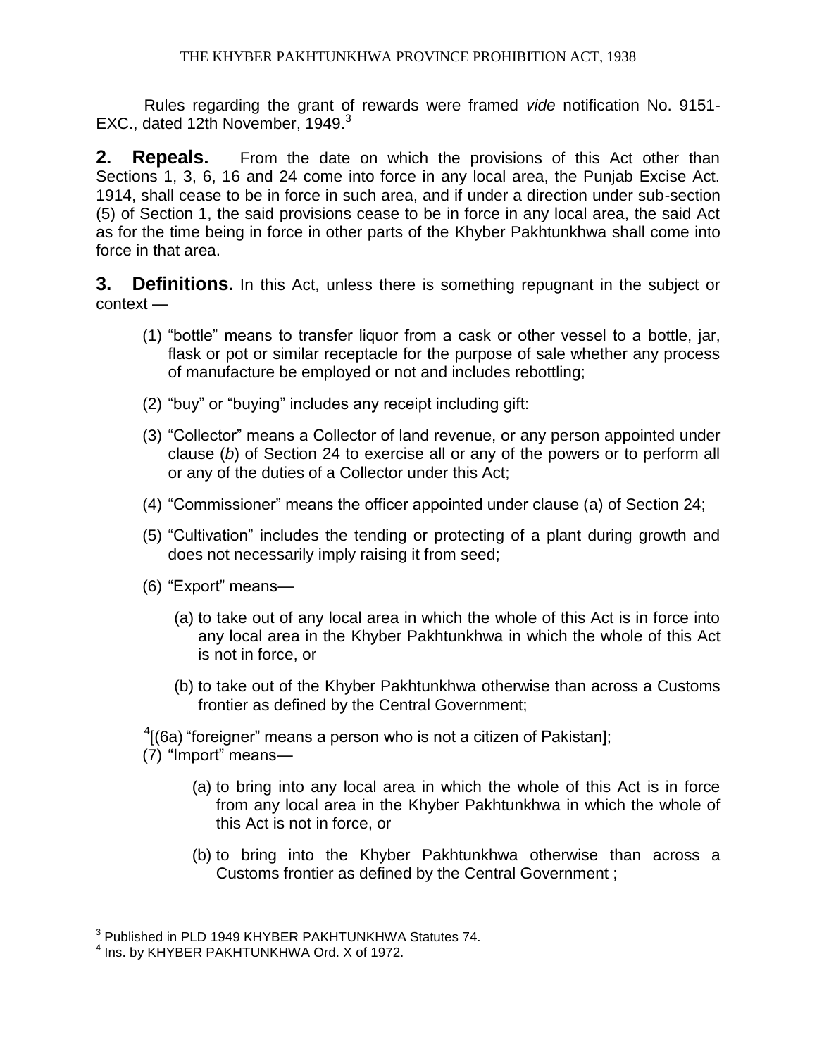Rules regarding the grant of rewards were framed *vide* notification No. 9151-EXC., dated 12th November, 1949.[3]

**2. Repeals.** From the date on which the provisions of this Act other than Sections 1, 3, 6, 16 and 24 come into force in any local area, the Punjab Excise Act. 1914, shall cease to be in force in such area, and if under a direction under sub-section (5) of Section 1, the said provisions cease to be in force in any local area, the said Act as for the time being in force in other parts of the Khyber Pakhtunkhwa shall come into force in that area.

**3. Definitions.** In this Act, unless there is something repugnant in the subject or context —

(1) "bottle" means to transfer liquor from a cask or other vessel to a bottle, jar, flask or pot or similar receptacle for the purpose of sale whether any process of manufacture be employed or not and includes rebottling;

(2) "buy" or "buying" includes any receipt including gift:

(3) "Collector" means a Collector of land revenue, or any person appointed under clause (*b*) of Section 24 to exercise all or any of the powers or to perform all or any of the duties of a Collector under this Act;

(4) "Commissioner" means the officer appointed under clause (a) of Section 24;

(5) "Cultivation" includes the tending or protecting of a plant during growth and does not necessarily imply raising it from seed;

(6) "Export" means—

(a) to take out of any local area in which the whole of this Act is in force into any local area in the Khyber Pakhtunkhwa in which the whole of this Act is not in force, or

(b) to take out of the Khyber Pakhtunkhwa otherwise than across a Customs frontier as defined by the Central Government;

[4][(6a) "foreigner" means a person who is not a citizen of Pakistan];

(7) "Import" means—

(a) to bring into any local area in which the whole of this Act is in force from any local area in the Khyber Pakhtunkhwa in which the whole of this Act is not in force, or

(b) to bring into the Khyber Pakhtunkhwa otherwise than across a Customs frontier as defined by the Central Government ;

---

[3] Published in PLD 1949 KHYBER PAKHTUNKHWA Statutes 74.

[4] Ins. by KHYBER PAKHTUNKHWA Ord. X of 1972.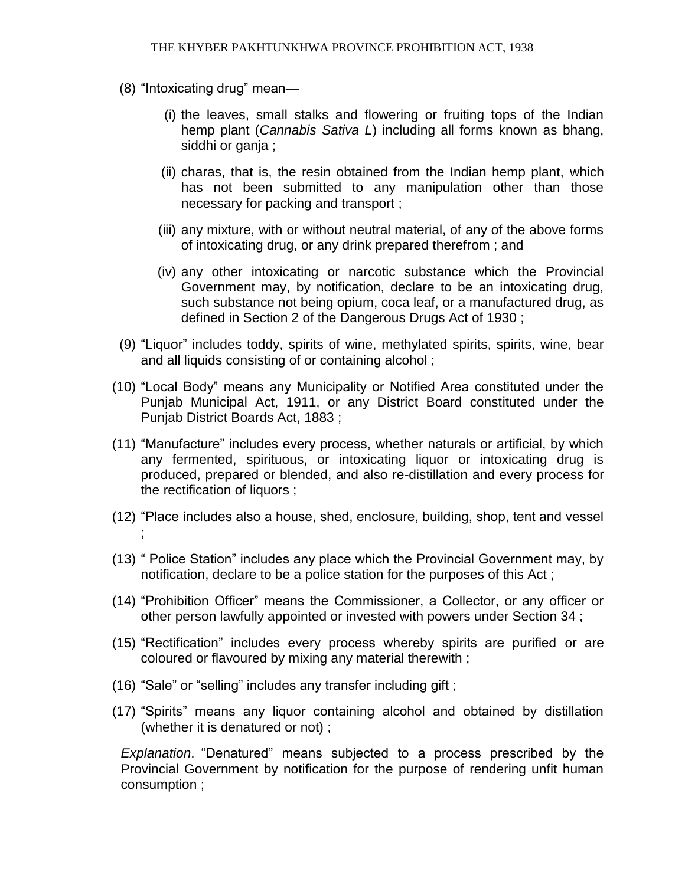(8) "Intoxicating drug" mean—

(i) the leaves, small stalks and flowering or fruiting tops of the Indian hemp plant (*Cannabis Sativa L*) including all forms known as bhang, siddhi or ganja ;

(ii) charas, that is, the resin obtained from the Indian hemp plant, which has not been submitted to any manipulation other than those necessary for packing and transport ;

(iii) any mixture, with or without neutral material, of any of the above forms of intoxicating drug, or any drink prepared therefrom ; and

(iv) any other intoxicating or narcotic substance which the Provincial Government may, by notification, declare to be an intoxicating drug, such substance not being opium, coca leaf, or a manufactured drug, as defined in Section 2 of the Dangerous Drugs Act of 1930 ;

(9) "Liquor" includes toddy, spirits of wine, methylated spirits, spirits, wine, bear and all liquids consisting of or containing alcohol ;

(10) "Local Body" means any Municipality or Notified Area constituted under the Punjab Municipal Act, 1911, or any District Board constituted under the Punjab District Boards Act, 1883 ;

(11) "Manufacture" includes every process, whether naturals or artificial, by which any fermented, spirituous, or intoxicating liquor or intoxicating drug is produced, prepared or blended, and also re-distillation and every process for the rectification of liquors ;

(12) "Place includes also a house, shed, enclosure, building, shop, tent and vessel ;

(13) " Police Station" includes any place which the Provincial Government may, by notification, declare to be a police station for the purposes of this Act ;

(14) "Prohibition Officer" means the Commissioner, a Collector, or any officer or other person lawfully appointed or invested with powers under Section 34 ;

(15) "Rectification" includes every process whereby spirits are purified or are coloured or flavoured by mixing any material therewith ;

(16) "Sale" or "selling" includes any transfer including gift ;

(17) "Spirits" means any liquor containing alcohol and obtained by distillation (whether it is denatured or not) ;

*Explanation*. "Denatured" means subjected to a process prescribed by the Provincial Government by notification for the purpose of rendering unfit human consumption ;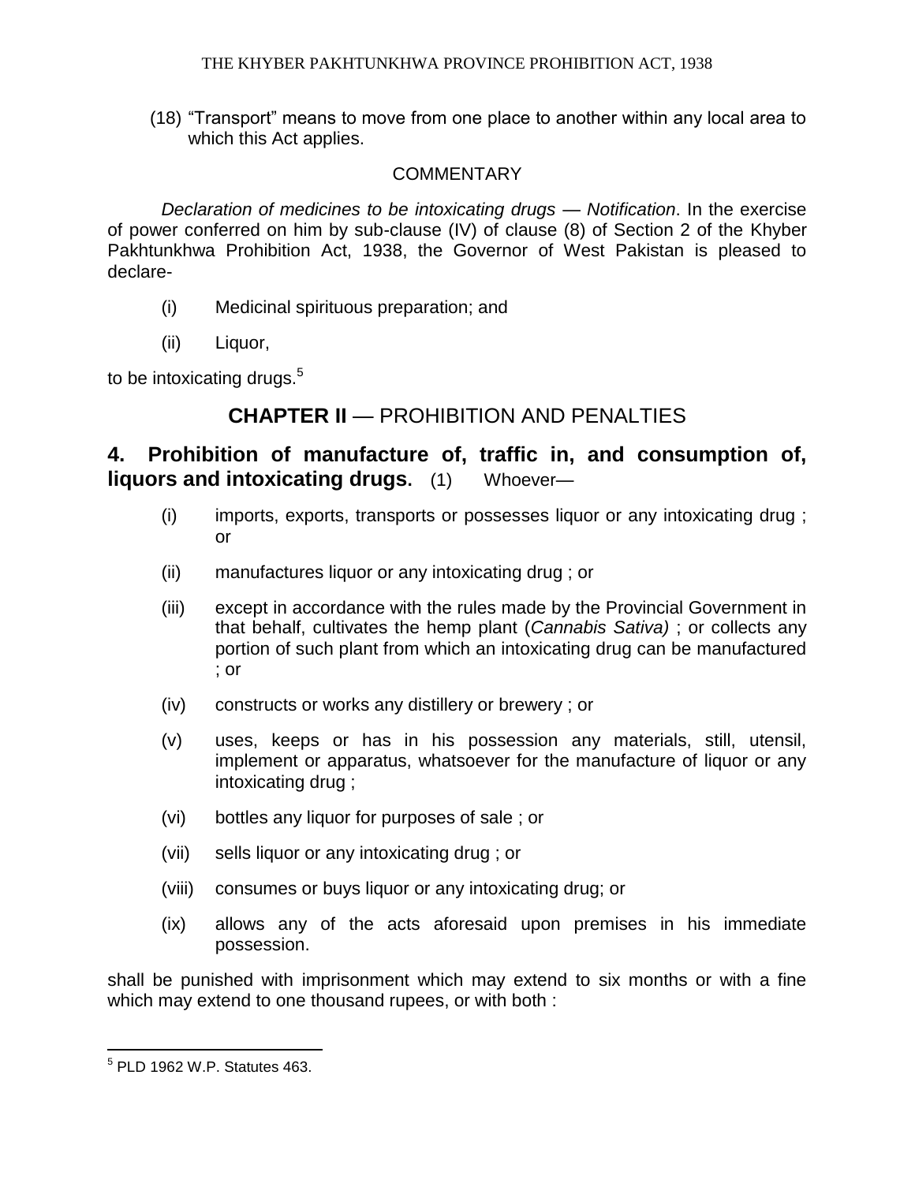(18) "Transport" means to move from one place to another within any local area to which this Act applies.

COMMENTARY

*Declaration of medicines to be intoxicating drugs — Notification*. In the exercise of power conferred on him by sub-clause (IV) of clause (8) of Section 2 of the Khyber Pakhtunkhwa Prohibition Act, 1938, the Governor of West Pakistan is pleased to declare-

(i) Medicinal spirituous preparation; and

(ii) Liquor,

to be intoxicating drugs.[5]

## CHAPTER II — PROHIBITION AND PENALTIES

**4. Prohibition of manufacture of, traffic in, and consumption of, liquors and intoxicating drugs.** (1) Whoever—

(i) imports, exports, transports or possesses liquor or any intoxicating drug ; or

(ii) manufactures liquor or any intoxicating drug ; or

(iii) except in accordance with the rules made by the Provincial Government in that behalf, cultivates the hemp plant (*Cannabis Sativa)* ; or collects any portion of such plant from which an intoxicating drug can be manufactured ; or

(iv) constructs or works any distillery or brewery ; or

(v) uses, keeps or has in his possession any materials, still, utensil, implement or apparatus, whatsoever for the manufacture of liquor or any intoxicating drug ;

(vi) bottles any liquor for purposes of sale ; or

(vii) sells liquor or any intoxicating drug ; or

(viii) consumes or buys liquor or any intoxicating drug; or

(ix) allows any of the acts aforesaid upon premises in his immediate possession.

shall be punished with imprisonment which may extend to six months or with a fine which may extend to one thousand rupees, or with both :

[5] PLD 1962 W.P. Statutes 463.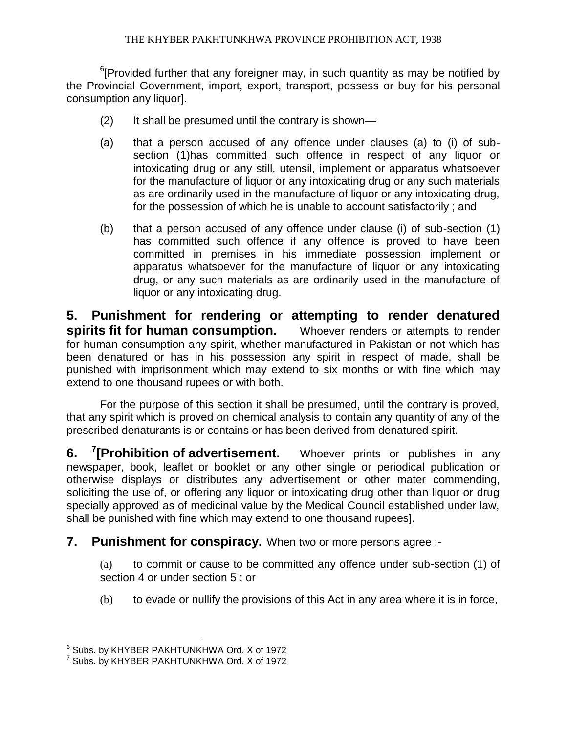[6][Provided further that any foreigner may, in such quantity as may be notified by the Provincial Government, import, export, transport, possess or buy for his personal consumption any liquor].

(2) It shall be presumed until the contrary is shown—

(a) that a person accused of any offence under clauses (a) to (i) of sub-section (1)has committed such offence in respect of any liquor or intoxicating drug or any still, utensil, implement or apparatus whatsoever for the manufacture of liquor or any intoxicating drug or any such materials as are ordinarily used in the manufacture of liquor or any intoxicating drug, for the possession of which he is unable to account satisfactorily ; and

(b) that a person accused of any offence under clause (i) of sub-section (1) has committed such offence if any offence is proved to have been committed in premises in his immediate possession implement or apparatus whatsoever for the manufacture of liquor or any intoxicating drug, or any such materials as are ordinarily used in the manufacture of liquor or any intoxicating drug.

**5. Punishment for rendering or attempting to render denatured spirits fit for human consumption.** Whoever renders or attempts to render for human consumption any spirit, whether manufactured in Pakistan or not which has been denatured or has in his possession any spirit in respect of made, shall be punished with imprisonment which may extend to six months or with fine which may extend to one thousand rupees or with both.

For the purpose of this section it shall be presumed, until the contrary is proved, that any spirit which is proved on chemical analysis to contain any quantity of any of the prescribed denaturants is or contains or has been derived from denatured spirit.

**6. [7][Prohibition of advertisement.** Whoever prints or publishes in any newspaper, book, leaflet or booklet or any other single or periodical publication or otherwise displays or distributes any advertisement or other mater commending, soliciting the use of, or offering any liquor or intoxicating drug other than liquor or drug specially approved as of medicinal value by the Medical Council established under law, shall be punished with fine which may extend to one thousand rupees].

**7. Punishment for conspiracy.** When two or more persons agree :-

(a) to commit or cause to be committed any offence under sub-section (1) of section 4 or under section 5 ; or

(b) to evade or nullify the provisions of this Act in any area where it is in force,

---

[6] Subs. by KHYBER PAKHTUNKHWA Ord. X of 1972

[7] Subs. by KHYBER PAKHTUNKHWA Ord. X of 1972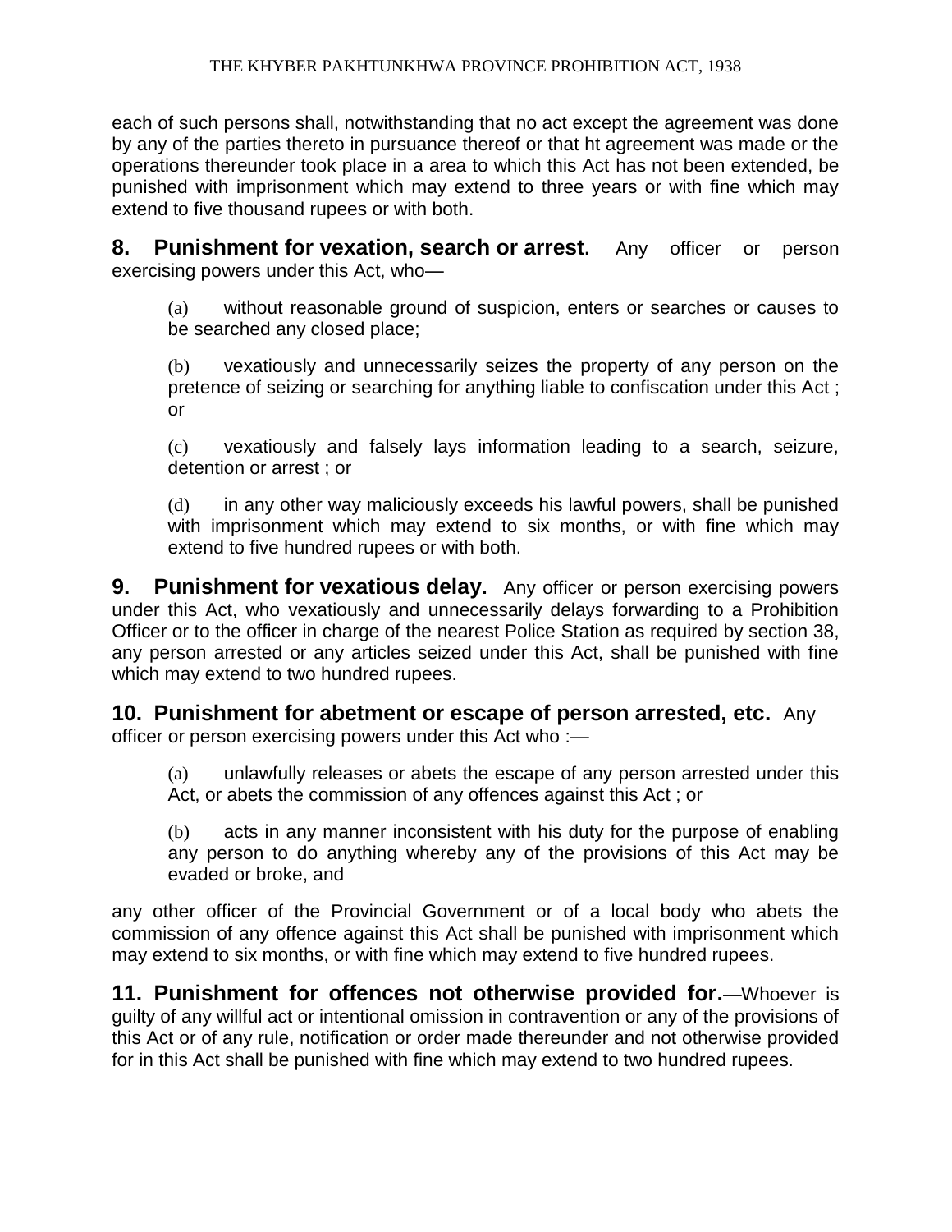each of such persons shall, notwithstanding that no act except the agreement was done by any of the parties thereto in pursuance thereof or that ht agreement was made or the operations thereunder took place in a area to which this Act has not been extended, be punished with imprisonment which may extend to three years or with fine which may extend to five thousand rupees or with both.

**8. Punishment for vexation, search or arrest.** Any officer or person exercising powers under this Act, who—

(a) without reasonable ground of suspicion, enters or searches or causes to be searched any closed place;

(b) vexatiously and unnecessarily seizes the property of any person on the pretence of seizing or searching for anything liable to confiscation under this Act ; or

(c) vexatiously and falsely lays information leading to a search, seizure, detention or arrest ; or

(d) in any other way maliciously exceeds his lawful powers, shall be punished with imprisonment which may extend to six months, or with fine which may extend to five hundred rupees or with both.

**9. Punishment for vexatious delay.** Any officer or person exercising powers under this Act, who vexatiously and unnecessarily delays forwarding to a Prohibition Officer or to the officer in charge of the nearest Police Station as required by section 38, any person arrested or any articles seized under this Act, shall be punished with fine which may extend to two hundred rupees.

**10. Punishment for abetment or escape of person arrested, etc.** Any officer or person exercising powers under this Act who :—

(a) unlawfully releases or abets the escape of any person arrested under this Act, or abets the commission of any offences against this Act ; or

(b) acts in any manner inconsistent with his duty for the purpose of enabling any person to do anything whereby any of the provisions of this Act may be evaded or broke, and

any other officer of the Provincial Government or of a local body who abets the commission of any offence against this Act shall be punished with imprisonment which may extend to six months, or with fine which may extend to five hundred rupees.

**11. Punishment for offences not otherwise provided for.**—Whoever is guilty of any willful act or intentional omission in contravention or any of the provisions of this Act or of any rule, notification or order made thereunder and not otherwise provided for in this Act shall be punished with fine which may extend to two hundred rupees.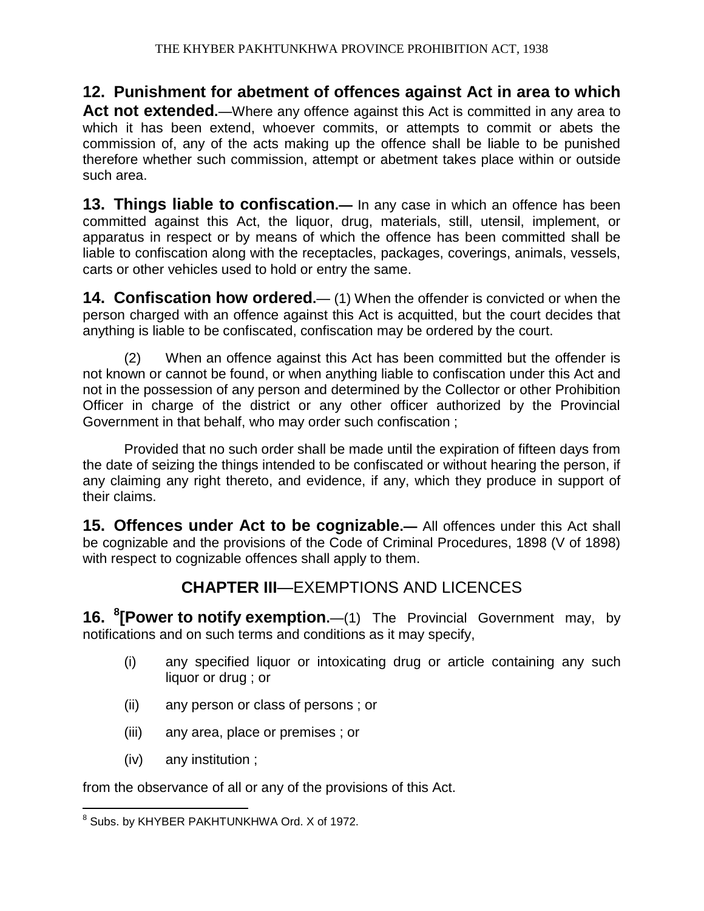**12. Punishment for abetment of offences against Act in area to which Act not extended.**—Where any offence against this Act is committed in any area to which it has been extend, whoever commits, or attempts to commit or abets the commission of, any of the acts making up the offence shall be liable to be punished therefore whether such commission, attempt or abetment takes place within or outside such area.

**13. Things liable to confiscation.—** In any case in which an offence has been committed against this Act, the liquor, drug, materials, still, utensil, implement, or apparatus in respect or by means of which the offence has been committed shall be liable to confiscation along with the receptacles, packages, coverings, animals, vessels, carts or other vehicles used to hold or entry the same.

**14. Confiscation how ordered.**— (1) When the offender is convicted or when the person charged with an offence against this Act is acquitted, but the court decides that anything is liable to be confiscated, confiscation may be ordered by the court.

(2) When an offence against this Act has been committed but the offender is not known or cannot be found, or when anything liable to confiscation under this Act and not in the possession of any person and determined by the Collector or other Prohibition Officer in charge of the district or any other officer authorized by the Provincial Government in that behalf, who may order such confiscation ;

Provided that no such order shall be made until the expiration of fifteen days from the date of seizing the things intended to be confiscated or without hearing the person, if any claiming any right thereto, and evidence, if any, which they produce in support of their claims.

**15. Offences under Act to be cognizable.—** All offences under this Act shall be cognizable and the provisions of the Code of Criminal Procedures, 1898 (V of 1898) with respect to cognizable offences shall apply to them.

## CHAPTER III—EXEMPTIONS AND LICENCES

**16. [8][Power to notify exemption.**—(1) The Provincial Government may, by notifications and on such terms and conditions as it may specify,

(i) any specified liquor or intoxicating drug or article containing any such liquor or drug ; or

(ii) any person or class of persons ; or

(iii) any area, place or premises ; or

(iv) any institution ;

from the observance of all or any of the provisions of this Act.

[8] Subs. by KHYBER PAKHTUNKHWA Ord. X of 1972.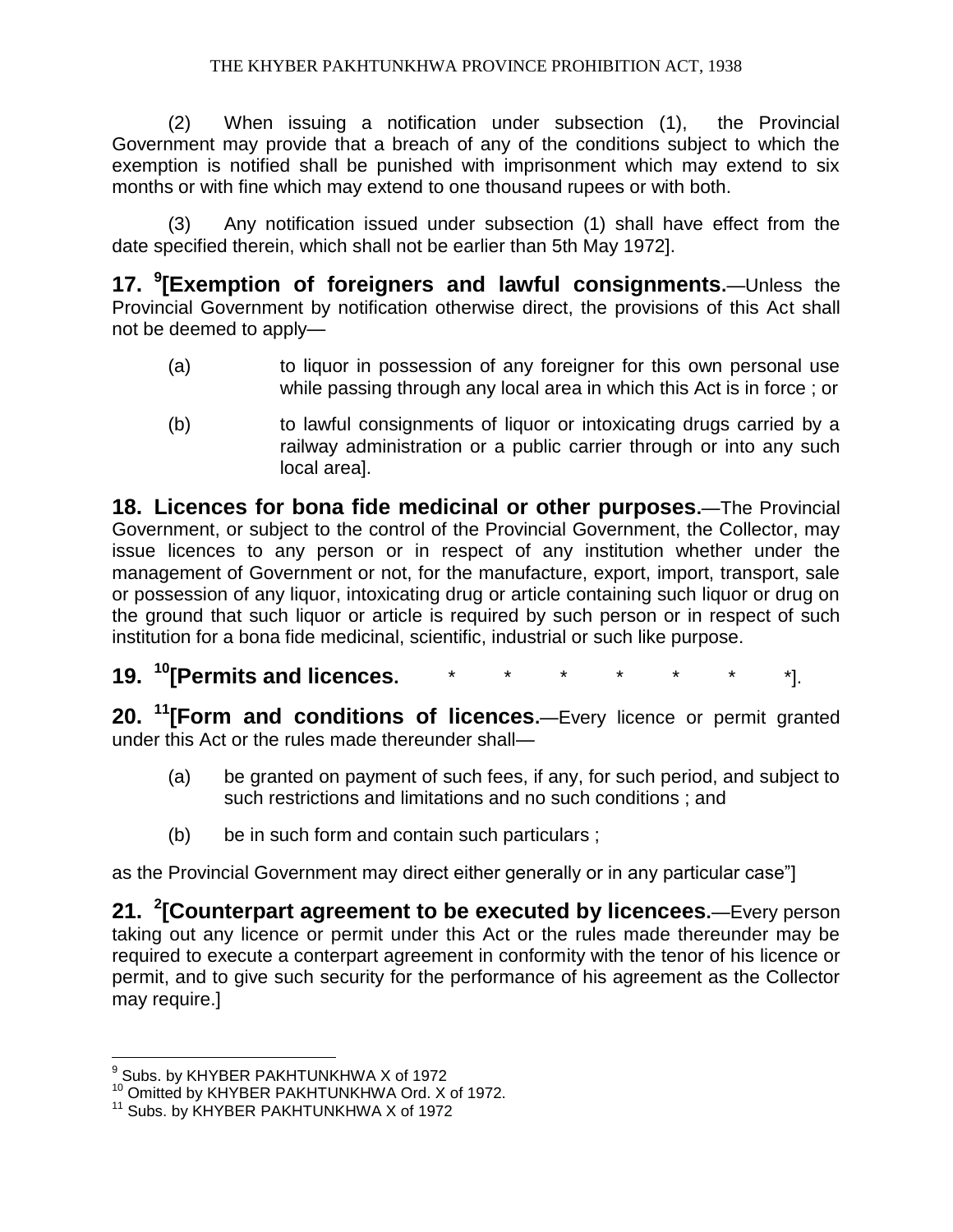(2) When issuing a notification under subsection (1), the Provincial Government may provide that a breach of any of the conditions subject to which the exemption is notified shall be punished with imprisonment which may extend to six months or with fine which may extend to one thousand rupees or with both.

(3) Any notification issued under subsection (1) shall have effect from the date specified therein, which shall not be earlier than 5th May 1972].

**17. [9][Exemption of foreigners and lawful consignments.**—Unless the Provincial Government by notification otherwise direct, the provisions of this Act shall not be deemed to apply—

(a) to liquor in possession of any foreigner for this own personal use while passing through any local area in which this Act is in force ; or

(b) to lawful consignments of liquor or intoxicating drugs carried by a railway administration or a public carrier through or into any such local area].

**18. Licences for bona fide medicinal or other purposes.**—The Provincial Government, or subject to the control of the Provincial Government, the Collector, may issue licences to any person or in respect of any institution whether under the management of Government or not, for the manufacture, export, import, transport, sale or possession of any liquor, intoxicating drug or article containing such liquor or drug on the ground that such liquor or article is required by such person or in respect of such institution for a bona fide medicinal, scientific, industrial or such like purpose.

**19. [10][Permits and licences.** * * * * * * *].

**20. [11][Form and conditions of licences.**—Every licence or permit granted under this Act or the rules made thereunder shall—

(a) be granted on payment of such fees, if any, for such period, and subject to such restrictions and limitations and no such conditions ; and

(b) be in such form and contain such particulars ;

as the Provincial Government may direct either generally or in any particular case"]

**21. [2][Counterpart agreement to be executed by licencees.**—Every person taking out any licence or permit under this Act or the rules made thereunder may be required to execute a conterpart agreement in conformity with the tenor of his licence or permit, and to give such security for the performance of his agreement as the Collector may require.]

---

[9] Subs. by KHYBER PAKHTUNKHWA X of 1972

[10] Omitted by KHYBER PAKHTUNKHWA Ord. X of 1972.

[11] Subs. by KHYBER PAKHTUNKHWA X of 1972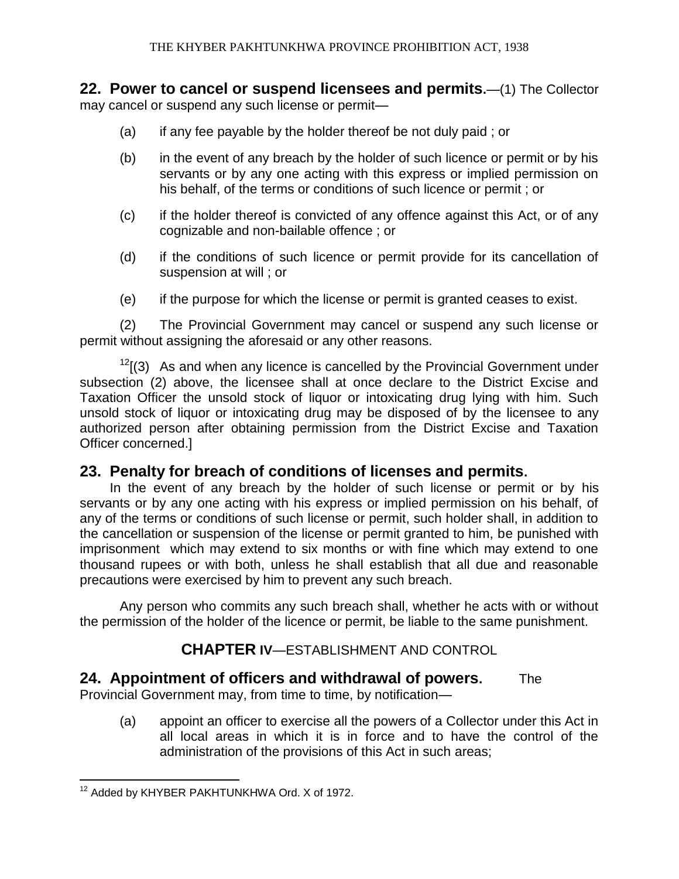**22. Power to cancel or suspend licensees and permits.**—(1) The Collector may cancel or suspend any such license or permit—

(a) if any fee payable by the holder thereof be not duly paid ; or

(b) in the event of any breach by the holder of such licence or permit or by his servants or by any one acting with this express or implied permission on his behalf, of the terms or conditions of such licence or permit ; or

(c) if the holder thereof is convicted of any offence against this Act, or of any cognizable and non-bailable offence ; or

(d) if the conditions of such licence or permit provide for its cancellation of suspension at will ; or

(e) if the purpose for which the license or permit is granted ceases to exist.

(2) The Provincial Government may cancel or suspend any such license or permit without assigning the aforesaid or any other reasons.

[12][(3) As and when any licence is cancelled by the Provincial Government under subsection (2) above, the licensee shall at once declare to the District Excise and Taxation Officer the unsold stock of liquor or intoxicating drug lying with him. Such unsold stock of liquor or intoxicating drug may be disposed of by the licensee to any authorized person after obtaining permission from the District Excise and Taxation Officer concerned.]

## 23. Penalty for breach of conditions of licenses and permits.

In the event of any breach by the holder of such license or permit or by his servants or by any one acting with his express or implied permission on his behalf, of any of the terms or conditions of such license or permit, such holder shall, in addition to the cancellation or suspension of the license or permit granted to him, be punished with imprisonment which may extend to six months or with fine which may extend to one thousand rupees or with both, unless he shall establish that all due and reasonable precautions were exercised by him to prevent any such breach.

Any person who commits any such breach shall, whether he acts with or without the permission of the holder of the licence or permit, be liable to the same punishment.

## CHAPTER IV—ESTABLISHMENT AND CONTROL

**24. Appointment of officers and withdrawal of powers.** The Provincial Government may, from time to time, by notification—

(a) appoint an officer to exercise all the powers of a Collector under this Act in all local areas in which it is in force and to have the control of the administration of the provisions of this Act in such areas;

---

[12] Added by KHYBER PAKHTUNKHWA Ord. X of 1972.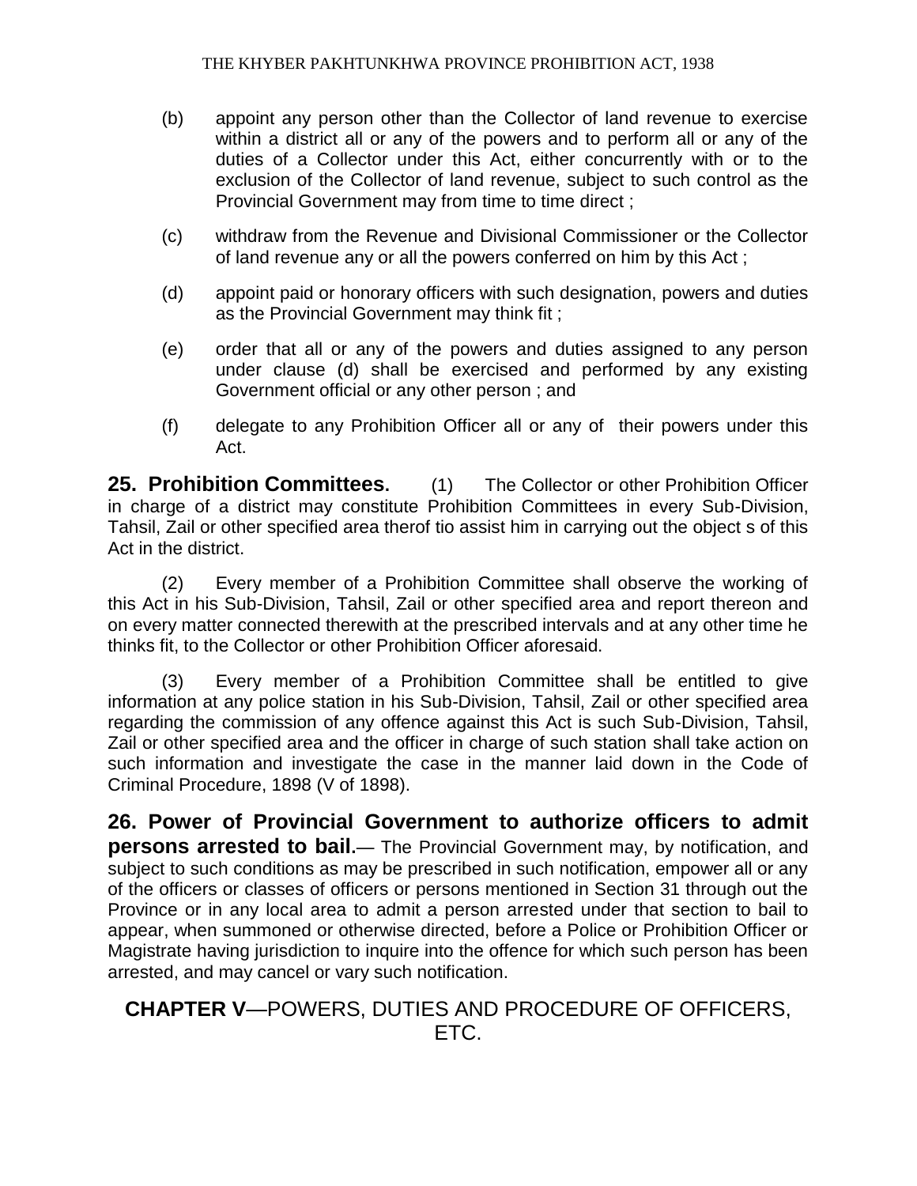(b) appoint any person other than the Collector of land revenue to exercise within a district all or any of the powers and to perform all or any of the duties of a Collector under this Act, either concurrently with or to the exclusion of the Collector of land revenue, subject to such control as the Provincial Government may from time to time direct ;

(c) withdraw from the Revenue and Divisional Commissioner or the Collector of land revenue any or all the powers conferred on him by this Act ;

(d) appoint paid or honorary officers with such designation, powers and duties as the Provincial Government may think fit ;

(e) order that all or any of the powers and duties assigned to any person under clause (d) shall be exercised and performed by any existing Government official or any other person ; and

(f) delegate to any Prohibition Officer all or any of their powers under this Act.

**25. Prohibition Committees.** (1) The Collector or other Prohibition Officer in charge of a district may constitute Prohibition Committees in every Sub-Division, Tahsil, Zail or other specified area therof tio assist him in carrying out the object s of this Act in the district.

(2) Every member of a Prohibition Committee shall observe the working of this Act in his Sub-Division, Tahsil, Zail or other specified area and report thereon and on every matter connected therewith at the prescribed intervals and at any other time he thinks fit, to the Collector or other Prohibition Officer aforesaid.

(3) Every member of a Prohibition Committee shall be entitled to give information at any police station in his Sub-Division, Tahsil, Zail or other specified area regarding the commission of any offence against this Act is such Sub-Division, Tahsil, Zail or other specified area and the officer in charge of such station shall take action on such information and investigate the case in the manner laid down in the Code of Criminal Procedure, 1898 (V of 1898).

**26. Power of Provincial Government to authorize officers to admit persons arrested to bail.**— The Provincial Government may, by notification, and subject to such conditions as may be prescribed in such notification, empower all or any of the officers or classes of officers or persons mentioned in Section 31 through out the Province or in any local area to admit a person arrested under that section to bail to appear, when summoned or otherwise directed, before a Police or Prohibition Officer or Magistrate having jurisdiction to inquire into the offence for which such person has been arrested, and may cancel or vary such notification.

## CHAPTER V—POWERS, DUTIES AND PROCEDURE OF OFFICERS, ETC.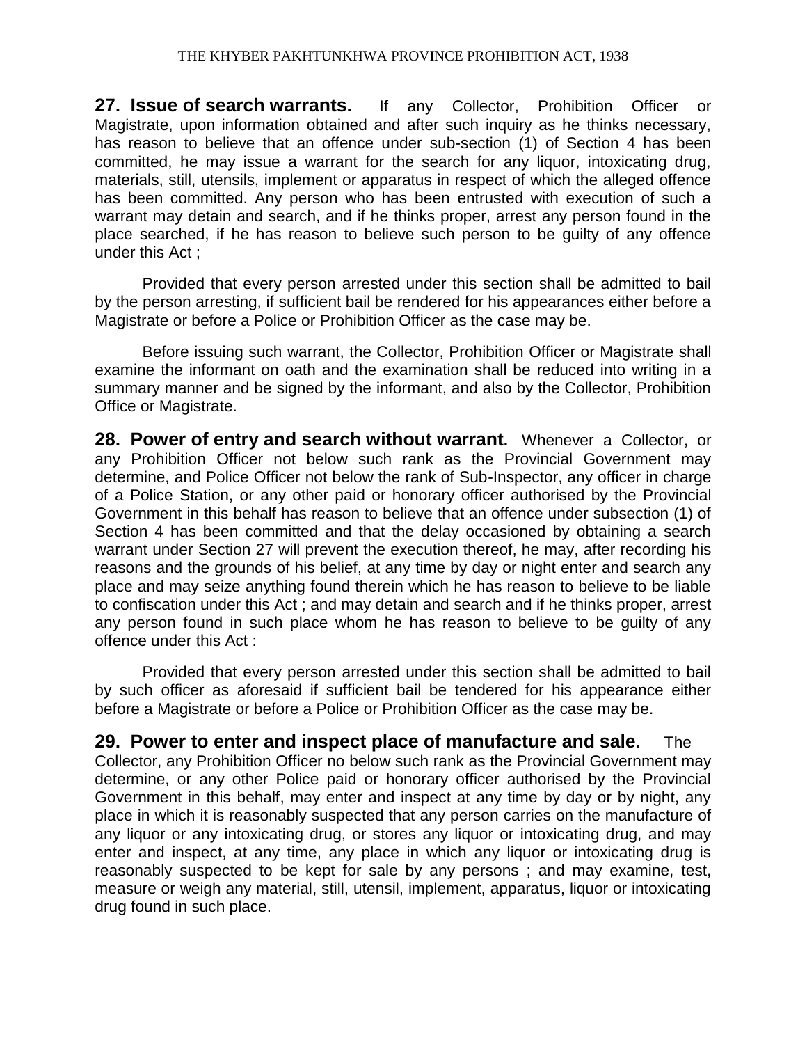**27. Issue of search warrants.** If any Collector, Prohibition Officer or Magistrate, upon information obtained and after such inquiry as he thinks necessary, has reason to believe that an offence under sub-section (1) of Section 4 has been committed, he may issue a warrant for the search for any liquor, intoxicating drug, materials, still, utensils, implement or apparatus in respect of which the alleged offence has been committed. Any person who has been entrusted with execution of such a warrant may detain and search, and if he thinks proper, arrest any person found in the place searched, if he has reason to believe such person to be guilty of any offence under this Act ;

Provided that every person arrested under this section shall be admitted to bail by the person arresting, if sufficient bail be rendered for his appearances either before a Magistrate or before a Police or Prohibition Officer as the case may be.

Before issuing such warrant, the Collector, Prohibition Officer or Magistrate shall examine the informant on oath and the examination shall be reduced into writing in a summary manner and be signed by the informant, and also by the Collector, Prohibition Office or Magistrate.

**28. Power of entry and search without warrant.** Whenever a Collector, or any Prohibition Officer not below such rank as the Provincial Government may determine, and Police Officer not below the rank of Sub-Inspector, any officer in charge of a Police Station, or any other paid or honorary officer authorised by the Provincial Government in this behalf has reason to believe that an offence under subsection (1) of Section 4 has been committed and that the delay occasioned by obtaining a search warrant under Section 27 will prevent the execution thereof, he may, after recording his reasons and the grounds of his belief, at any time by day or night enter and search any place and may seize anything found therein which he has reason to believe to be liable to confiscation under this Act ; and may detain and search and if he thinks proper, arrest any person found in such place whom he has reason to believe to be guilty of any offence under this Act :

Provided that every person arrested under this section shall be admitted to bail by such officer as aforesaid if sufficient bail be tendered for his appearance either before a Magistrate or before a Police or Prohibition Officer as the case may be.

**29. Power to enter and inspect place of manufacture and sale.** The Collector, any Prohibition Officer no below such rank as the Provincial Government may determine, or any other Police paid or honorary officer authorised by the Provincial Government in this behalf, may enter and inspect at any time by day or by night, any place in which it is reasonably suspected that any person carries on the manufacture of any liquor or any intoxicating drug, or stores any liquor or intoxicating drug, and may enter and inspect, at any time, any place in which any liquor or intoxicating drug is reasonably suspected to be kept for sale by any persons ; and may examine, test, measure or weigh any material, still, utensil, implement, apparatus, liquor or intoxicating drug found in such place.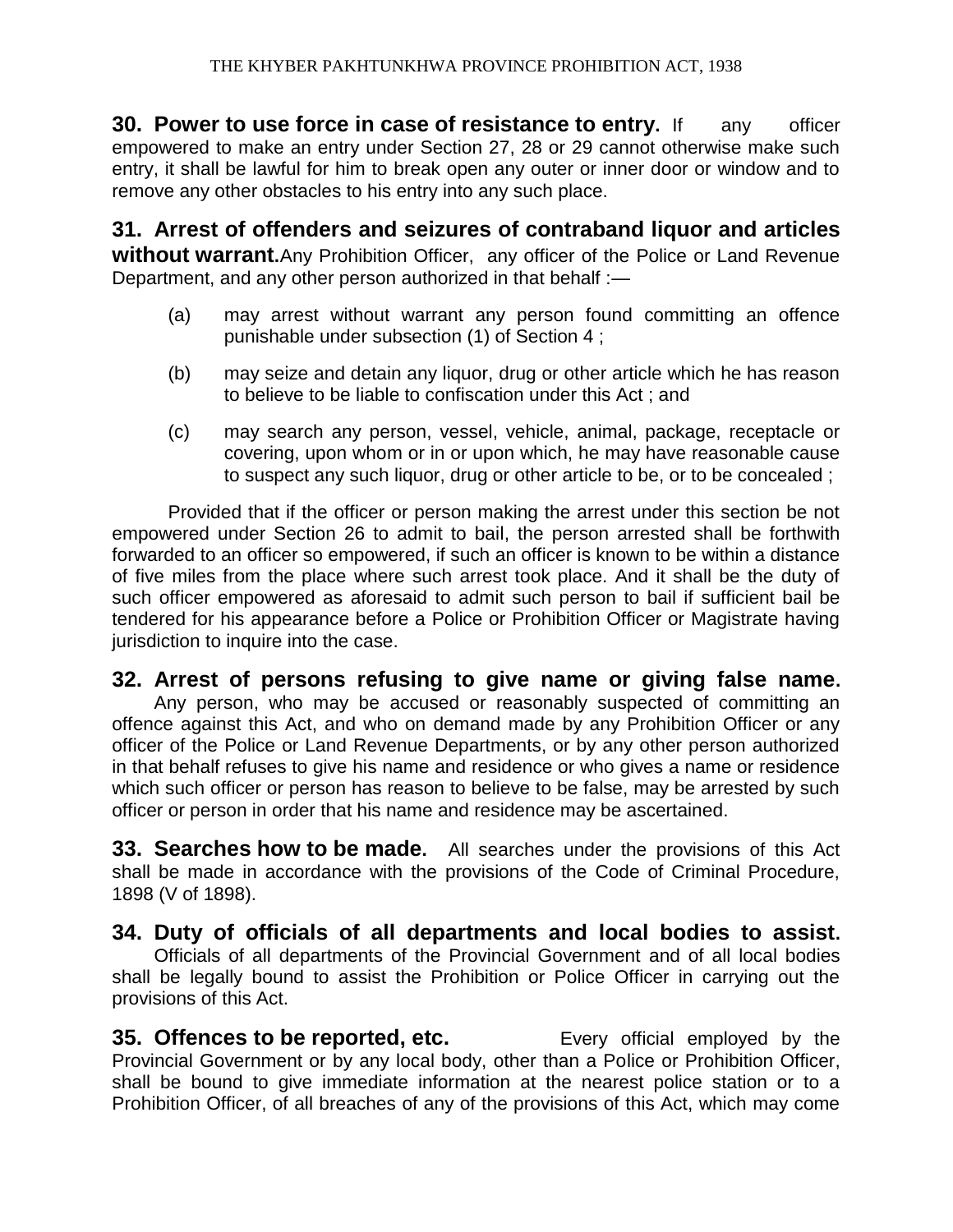**30. Power to use force in case of resistance to entry.** If any officer empowered to make an entry under Section 27, 28 or 29 cannot otherwise make such entry, it shall be lawful for him to break open any outer or inner door or window and to remove any other obstacles to his entry into any such place.

**31. Arrest of offenders and seizures of contraband liquor and articles without warrant.** Any Prohibition Officer, any officer of the Police or Land Revenue Department, and any other person authorized in that behalf :—

(a) may arrest without warrant any person found committing an offence punishable under subsection (1) of Section 4 ;

(b) may seize and detain any liquor, drug or other article which he has reason to believe to be liable to confiscation under this Act ; and

(c) may search any person, vessel, vehicle, animal, package, receptacle or covering, upon whom or in or upon which, he may have reasonable cause to suspect any such liquor, drug or other article to be, or to be concealed ;

Provided that if the officer or person making the arrest under this section be not empowered under Section 26 to admit to bail, the person arrested shall be forthwith forwarded to an officer so empowered, if such an officer is known to be within a distance of five miles from the place where such arrest took place. And it shall be the duty of such officer empowered as aforesaid to admit such person to bail if sufficient bail be tendered for his appearance before a Police or Prohibition Officer or Magistrate having jurisdiction to inquire into the case.

**32. Arrest of persons refusing to give name or giving false name.** Any person, who may be accused or reasonably suspected of committing an offence against this Act, and who on demand made by any Prohibition Officer or any officer of the Police or Land Revenue Departments, or by any other person authorized in that behalf refuses to give his name and residence or who gives a name or residence which such officer or person has reason to believe to be false, may be arrested by such officer or person in order that his name and residence may be ascertained.

**33. Searches how to be made.** All searches under the provisions of this Act shall be made in accordance with the provisions of the Code of Criminal Procedure, 1898 (V of 1898).

**34. Duty of officials of all departments and local bodies to assist.** Officials of all departments of the Provincial Government and of all local bodies shall be legally bound to assist the Prohibition or Police Officer in carrying out the provisions of this Act.

**35. Offences to be reported, etc.** Every official employed by the Provincial Government or by any local body, other than a Police or Prohibition Officer, shall be bound to give immediate information at the nearest police station or to a Prohibition Officer, of all breaches of any of the provisions of this Act, which may come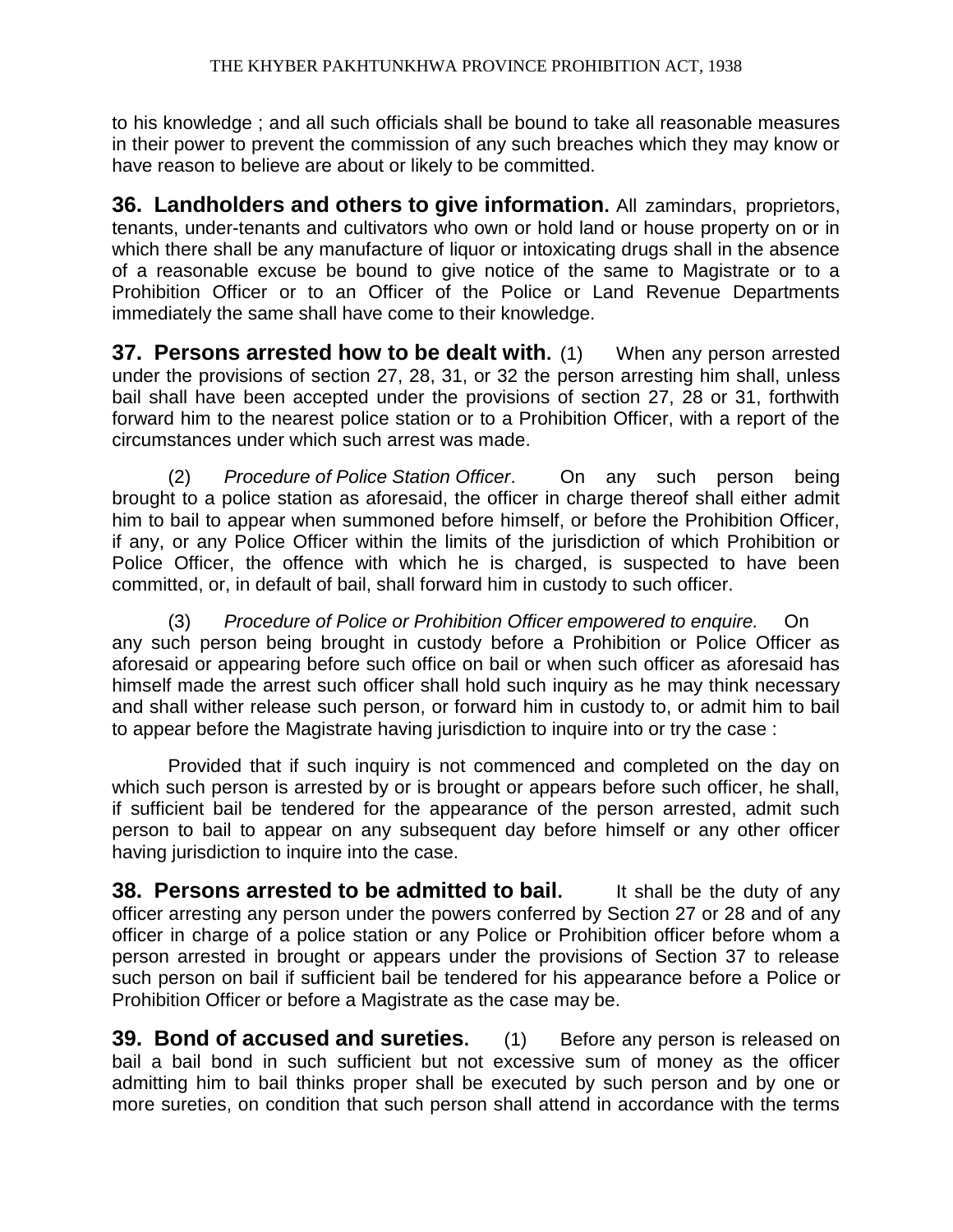to his knowledge ; and all such officials shall be bound to take all reasonable measures in their power to prevent the commission of any such breaches which they may know or have reason to believe are about or likely to be committed.

**36. Landholders and others to give information.** All zamindars, proprietors, tenants, under-tenants and cultivators who own or hold land or house property on or in which there shall be any manufacture of liquor or intoxicating drugs shall in the absence of a reasonable excuse be bound to give notice of the same to Magistrate or to a Prohibition Officer or to an Officer of the Police or Land Revenue Departments immediately the same shall have come to their knowledge.

**37. Persons arrested how to be dealt with.** (1) When any person arrested under the provisions of section 27, 28, 31, or 32 the person arresting him shall, unless bail shall have been accepted under the provisions of section 27, 28 or 31, forthwith forward him to the nearest police station or to a Prohibition Officer, with a report of the circumstances under which such arrest was made.

(2) *Procedure of Police Station Officer*. On any such person being brought to a police station as aforesaid, the officer in charge thereof shall either admit him to bail to appear when summoned before himself, or before the Prohibition Officer, if any, or any Police Officer within the limits of the jurisdiction of which Prohibition or Police Officer, the offence with which he is charged, is suspected to have been committed, or, in default of bail, shall forward him in custody to such officer.

(3) *Procedure of Police or Prohibition Officer empowered to enquire.* On any such person being brought in custody before a Prohibition or Police Officer as aforesaid or appearing before such office on bail or when such officer as aforesaid has himself made the arrest such officer shall hold such inquiry as he may think necessary and shall wither release such person, or forward him in custody to, or admit him to bail to appear before the Magistrate having jurisdiction to inquire into or try the case :

Provided that if such inquiry is not commenced and completed on the day on which such person is arrested by or is brought or appears before such officer, he shall, if sufficient bail be tendered for the appearance of the person arrested, admit such person to bail to appear on any subsequent day before himself or any other officer having jurisdiction to inquire into the case.

**38. Persons arrested to be admitted to bail.** It shall be the duty of any officer arresting any person under the powers conferred by Section 27 or 28 and of any officer in charge of a police station or any Police or Prohibition officer before whom a person arrested in brought or appears under the provisions of Section 37 to release such person on bail if sufficient bail be tendered for his appearance before a Police or Prohibition Officer or before a Magistrate as the case may be.

**39. Bond of accused and sureties.** (1) Before any person is released on bail a bail bond in such sufficient but not excessive sum of money as the officer admitting him to bail thinks proper shall be executed by such person and by one or more sureties, on condition that such person shall attend in accordance with the terms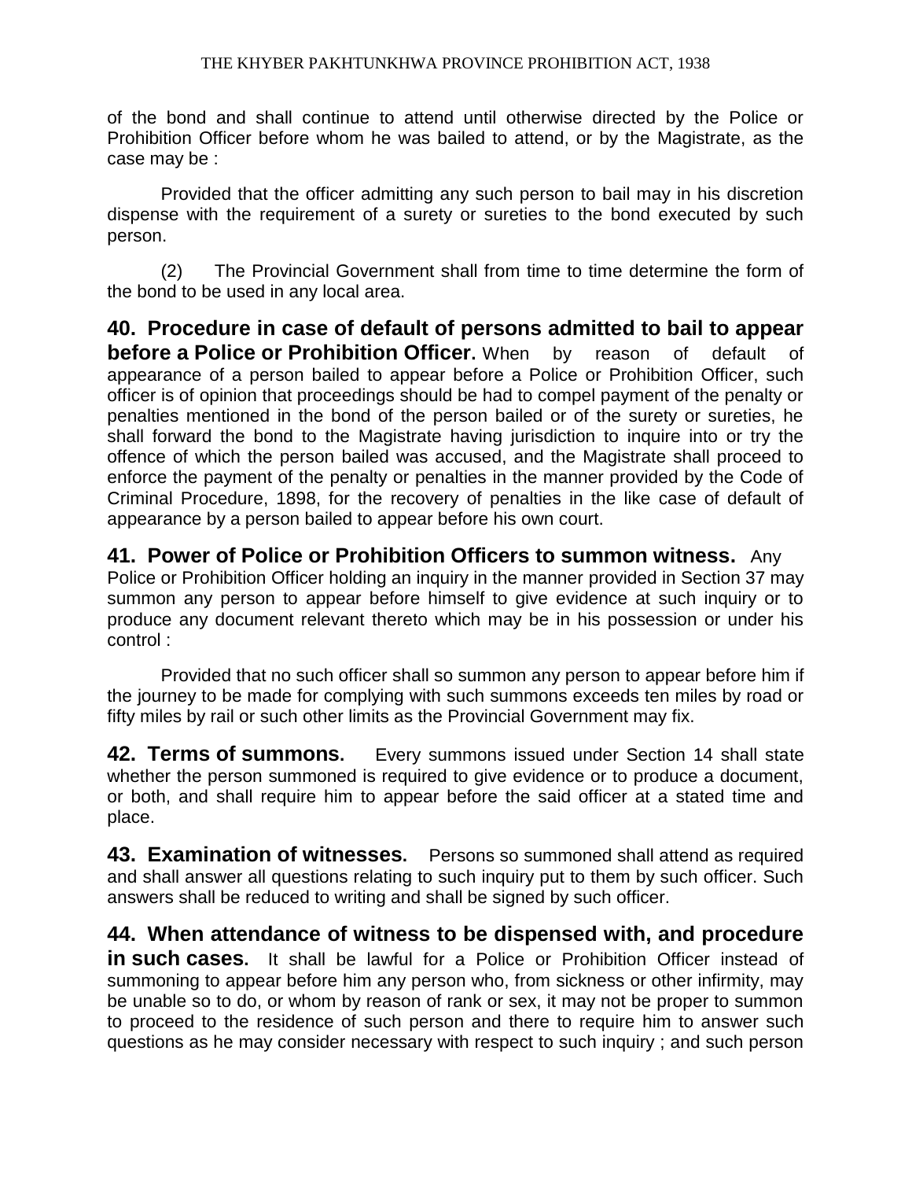of the bond and shall continue to attend until otherwise directed by the Police or Prohibition Officer before whom he was bailed to attend, or by the Magistrate, as the case may be :

Provided that the officer admitting any such person to bail may in his discretion dispense with the requirement of a surety or sureties to the bond executed by such person.

(2) The Provincial Government shall from time to time determine the form of the bond to be used in any local area.

**40. Procedure in case of default of persons admitted to bail to appear before a Police or Prohibition Officer.** When by reason of default of appearance of a person bailed to appear before a Police or Prohibition Officer, such officer is of opinion that proceedings should be had to compel payment of the penalty or penalties mentioned in the bond of the person bailed or of the surety or sureties, he shall forward the bond to the Magistrate having jurisdiction to inquire into or try the offence of which the person bailed was accused, and the Magistrate shall proceed to enforce the payment of the penalty or penalties in the manner provided by the Code of Criminal Procedure, 1898, for the recovery of penalties in the like case of default of appearance by a person bailed to appear before his own court.

**41. Power of Police or Prohibition Officers to summon witness.** Any Police or Prohibition Officer holding an inquiry in the manner provided in Section 37 may summon any person to appear before himself to give evidence at such inquiry or to produce any document relevant thereto which may be in his possession or under his control :

Provided that no such officer shall so summon any person to appear before him if the journey to be made for complying with such summons exceeds ten miles by road or fifty miles by rail or such other limits as the Provincial Government may fix.

**42. Terms of summons.** Every summons issued under Section 14 shall state whether the person summoned is required to give evidence or to produce a document, or both, and shall require him to appear before the said officer at a stated time and place.

**43. Examination of witnesses.** Persons so summoned shall attend as required and shall answer all questions relating to such inquiry put to them by such officer. Such answers shall be reduced to writing and shall be signed by such officer.

**44. When attendance of witness to be dispensed with, and procedure in such cases.** It shall be lawful for a Police or Prohibition Officer instead of summoning to appear before him any person who, from sickness or other infirmity, may be unable so to do, or whom by reason of rank or sex, it may not be proper to summon to proceed to the residence of such person and there to require him to answer such questions as he may consider necessary with respect to such inquiry ; and such person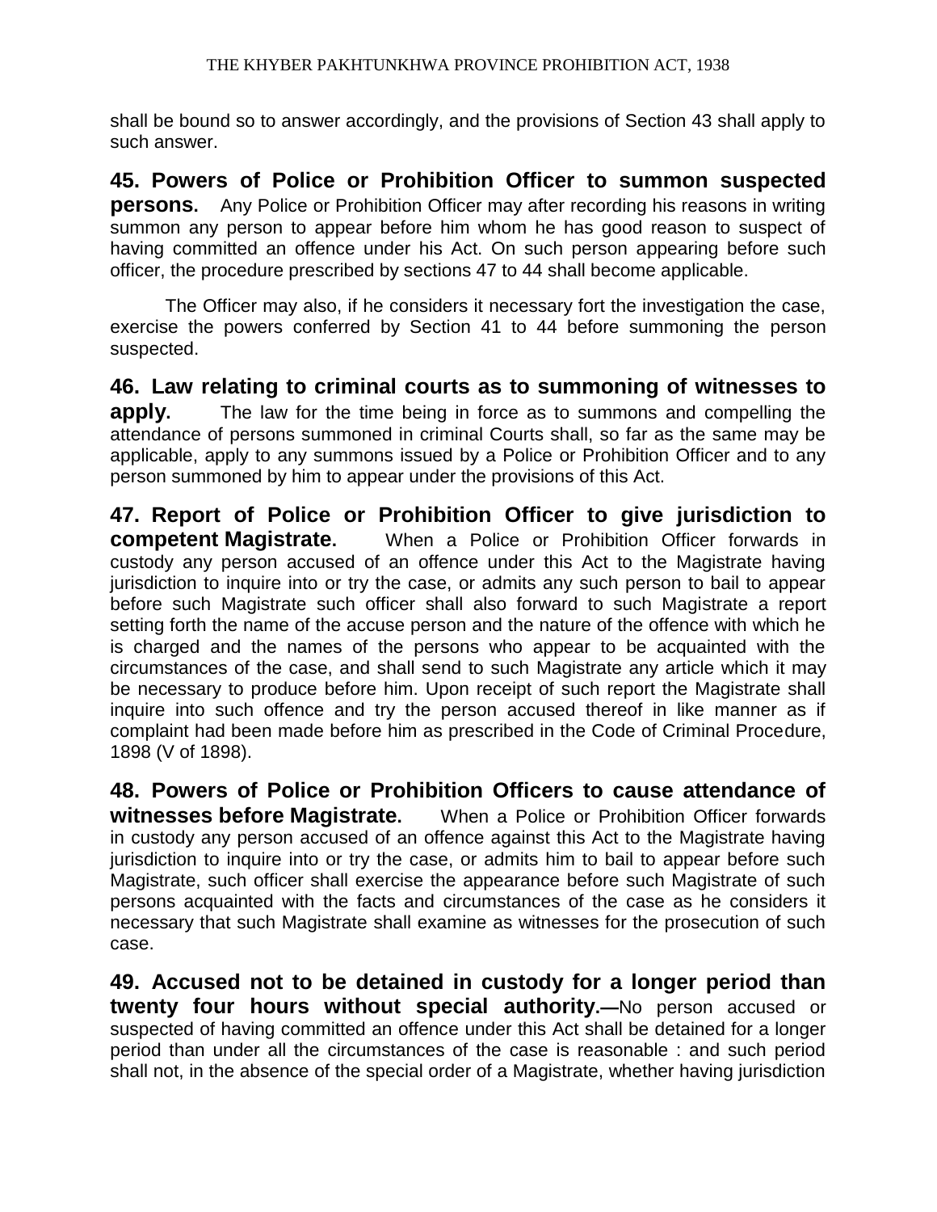shall be bound so to answer accordingly, and the provisions of Section 43 shall apply to such answer.

**45. Powers of Police or Prohibition Officer to summon suspected persons.** Any Police or Prohibition Officer may after recording his reasons in writing summon any person to appear before him whom he has good reason to suspect of having committed an offence under his Act. On such person appearing before such officer, the procedure prescribed by sections 47 to 44 shall become applicable.

The Officer may also, if he considers it necessary fort the investigation the case, exercise the powers conferred by Section 41 to 44 before summoning the person suspected.

**46. Law relating to criminal courts as to summoning of witnesses to apply.** The law for the time being in force as to summons and compelling the attendance of persons summoned in criminal Courts shall, so far as the same may be applicable, apply to any summons issued by a Police or Prohibition Officer and to any person summoned by him to appear under the provisions of this Act.

**47. Report of Police or Prohibition Officer to give jurisdiction to competent Magistrate.** When a Police or Prohibition Officer forwards in custody any person accused of an offence under this Act to the Magistrate having jurisdiction to inquire into or try the case, or admits any such person to bail to appear before such Magistrate such officer shall also forward to such Magistrate a report setting forth the name of the accuse person and the nature of the offence with which he is charged and the names of the persons who appear to be acquainted with the circumstances of the case, and shall send to such Magistrate any article which it may be necessary to produce before him. Upon receipt of such report the Magistrate shall inquire into such offence and try the person accused thereof in like manner as if complaint had been made before him as prescribed in the Code of Criminal Procedure, 1898 (V of 1898).

**48. Powers of Police or Prohibition Officers to cause attendance of witnesses before Magistrate.** When a Police or Prohibition Officer forwards in custody any person accused of an offence against this Act to the Magistrate having jurisdiction to inquire into or try the case, or admits him to bail to appear before such Magistrate, such officer shall exercise the appearance before such Magistrate of such persons acquainted with the facts and circumstances of the case as he considers it necessary that such Magistrate shall examine as witnesses for the prosecution of such case.

**49. Accused not to be detained in custody for a longer period than twenty four hours without special authority.—**No person accused or suspected of having committed an offence under this Act shall be detained for a longer period than under all the circumstances of the case is reasonable : and such period shall not, in the absence of the special order of a Magistrate, whether having jurisdiction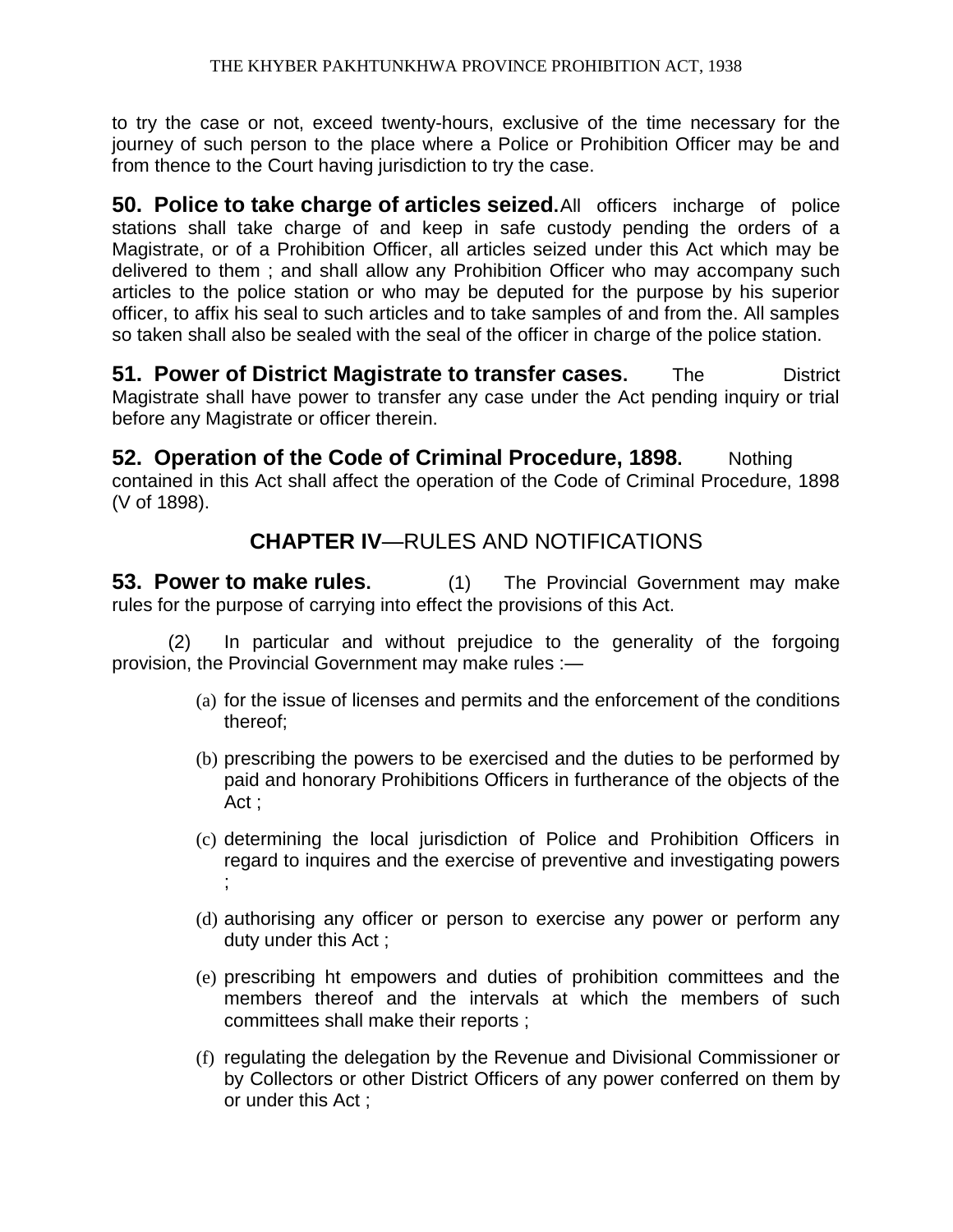to try the case or not, exceed twenty-hours, exclusive of the time necessary for the journey of such person to the place where a Police or Prohibition Officer may be and from thence to the Court having jurisdiction to try the case.

**50. Police to take charge of articles seized.** All officers incharge of police stations shall take charge of and keep in safe custody pending the orders of a Magistrate, or of a Prohibition Officer, all articles seized under this Act which may be delivered to them ; and shall allow any Prohibition Officer who may accompany such articles to the police station or who may be deputed for the purpose by his superior officer, to affix his seal to such articles and to take samples of and from the. All samples so taken shall also be sealed with the seal of the officer in charge of the police station.

**51. Power of District Magistrate to transfer cases.** The District Magistrate shall have power to transfer any case under the Act pending inquiry or trial before any Magistrate or officer therein.

**52. Operation of the Code of Criminal Procedure, 1898.** Nothing contained in this Act shall affect the operation of the Code of Criminal Procedure, 1898 (V of 1898).

## CHAPTER IV—RULES AND NOTIFICATIONS

**53. Power to make rules.** (1) The Provincial Government may make rules for the purpose of carrying into effect the provisions of this Act.

(2) In particular and without prejudice to the generality of the forgoing provision, the Provincial Government may make rules :—

(a) for the issue of licenses and permits and the enforcement of the conditions thereof;

(b) prescribing the powers to be exercised and the duties to be performed by paid and honorary Prohibitions Officers in furtherance of the objects of the Act ;

(c) determining the local jurisdiction of Police and Prohibition Officers in regard to inquires and the exercise of preventive and investigating powers ;

(d) authorising any officer or person to exercise any power or perform any duty under this Act ;

(e) prescribing ht empowers and duties of prohibition committees and the members thereof and the intervals at which the members of such committees shall make their reports ;

(f) regulating the delegation by the Revenue and Divisional Commissioner or by Collectors or other District Officers of any power conferred on them by or under this Act ;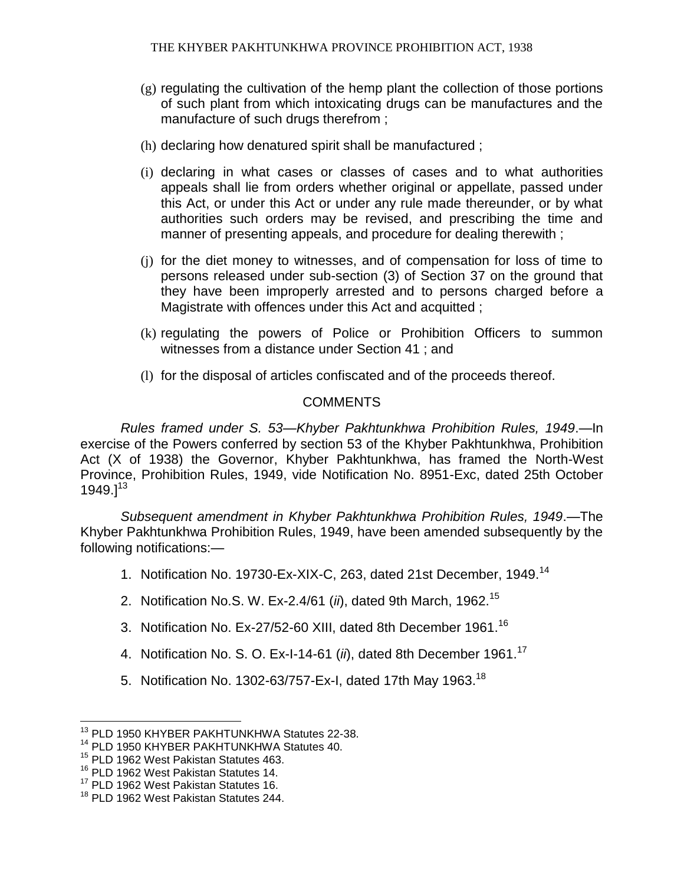(g) regulating the cultivation of the hemp plant the collection of those portions of such plant from which intoxicating drugs can be manufactures and the manufacture of such drugs therefrom ;

(h) declaring how denatured spirit shall be manufactured ;

(i) declaring in what cases or classes of cases and to what authorities appeals shall lie from orders whether original or appellate, passed under this Act, or under this Act or under any rule made thereunder, or by what authorities such orders may be revised, and prescribing the time and manner of presenting appeals, and procedure for dealing therewith ;

(j) for the diet money to witnesses, and of compensation for loss of time to persons released under sub-section (3) of Section 37 on the ground that they have been improperly arrested and to persons charged before a Magistrate with offences under this Act and acquitted ;

(k) regulating the powers of Police or Prohibition Officers to summon witnesses from a distance under Section 41 ; and

(l) for the disposal of articles confiscated and of the proceeds thereof.

## COMMENTS

*Rules framed under S. 53—Khyber Pakhtunkhwa Prohibition Rules, 1949*.—In exercise of the Powers conferred by section 53 of the Khyber Pakhtunkhwa, Prohibition Act (X of 1938) the Governor, Khyber Pakhtunkhwa, has framed the North-West Province, Prohibition Rules, 1949, vide Notification No. 8951-Exc, dated 25th October 1949.][13]

*Subsequent amendment in Khyber Pakhtunkhwa Prohibition Rules, 1949*.—The Khyber Pakhtunkhwa Prohibition Rules, 1949, have been amended subsequently by the following notifications:—

1. Notification No. 19730-Ex-XIX-C, 263, dated 21st December, 1949.[14]
2. Notification No.S. W. Ex-2.4/61 (*ii*), dated 9th March, 1962.[15]
3. Notification No. Ex-27/52-60 XIII, dated 8th December 1961.[16]
4. Notification No. S. O. Ex-I-14-61 (*ii*), dated 8th December 1961.[17]
5. Notification No. 1302-63/757-Ex-I, dated 17th May 1963.[18]

---

[13] PLD 1950 KHYBER PAKHTUNKHWA Statutes 22-38.
[14] PLD 1950 KHYBER PAKHTUNKHWA Statutes 40.
[15] PLD 1962 West Pakistan Statutes 463.
[16] PLD 1962 West Pakistan Statutes 14.
[17] PLD 1962 West Pakistan Statutes 16.
[18] PLD 1962 West Pakistan Statutes 244.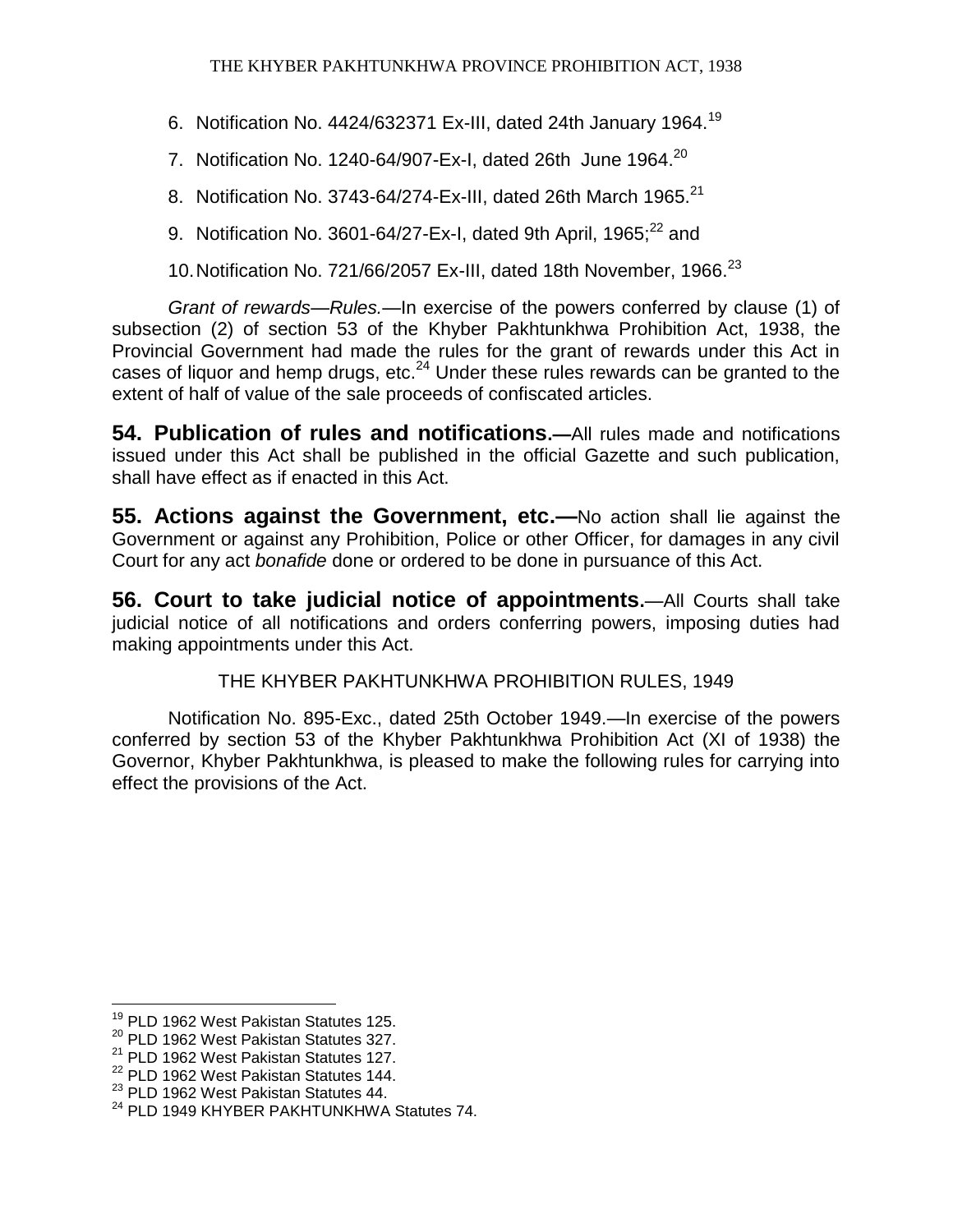6. Notification No. 4424/632371 Ex-III, dated 24th January 1964.[19]

7. Notification No. 1240-64/907-Ex-I, dated 26th June 1964.[20]

8. Notification No. 3743-64/274-Ex-III, dated 26th March 1965.[21]

9. Notification No. 3601-64/27-Ex-I, dated 9th April, 1965;[22] and

10. Notification No. 721/66/2057 Ex-III, dated 18th November, 1966.[23]

*Grant of rewards—Rules.*—In exercise of the powers conferred by clause (1) of subsection (2) of section 53 of the Khyber Pakhtunkhwa Prohibition Act, 1938, the Provincial Government had made the rules for the grant of rewards under this Act in cases of liquor and hemp drugs, etc.[24] Under these rules rewards can be granted to the extent of half of value of the sale proceeds of confiscated articles.

**54. Publication of rules and notifications.—**All rules made and notifications issued under this Act shall be published in the official Gazette and such publication, shall have effect as if enacted in this Act.

**55. Actions against the Government, etc.—**No action shall lie against the Government or against any Prohibition, Police or other Officer, for damages in any civil Court for any act *bonafide* done or ordered to be done in pursuance of this Act.

**56. Court to take judicial notice of appointments.**—All Courts shall take judicial notice of all notifications and orders conferring powers, imposing duties had making appointments under this Act.

## THE KHYBER PAKHTUNKHWA PROHIBITION RULES, 1949

Notification No. 895-Exc., dated 25th October 1949.—In exercise of the powers conferred by section 53 of the Khyber Pakhtunkhwa Prohibition Act (XI of 1938) the Governor, Khyber Pakhtunkhwa, is pleased to make the following rules for carrying into effect the provisions of the Act.

---

[19] PLD 1962 West Pakistan Statutes 125.
[20] PLD 1962 West Pakistan Statutes 327.
[21] PLD 1962 West Pakistan Statutes 127.
[22] PLD 1962 West Pakistan Statutes 144.
[23] PLD 1962 West Pakistan Statutes 44.
[24] PLD 1949 KHYBER PAKHTUNKHWA Statutes 74.